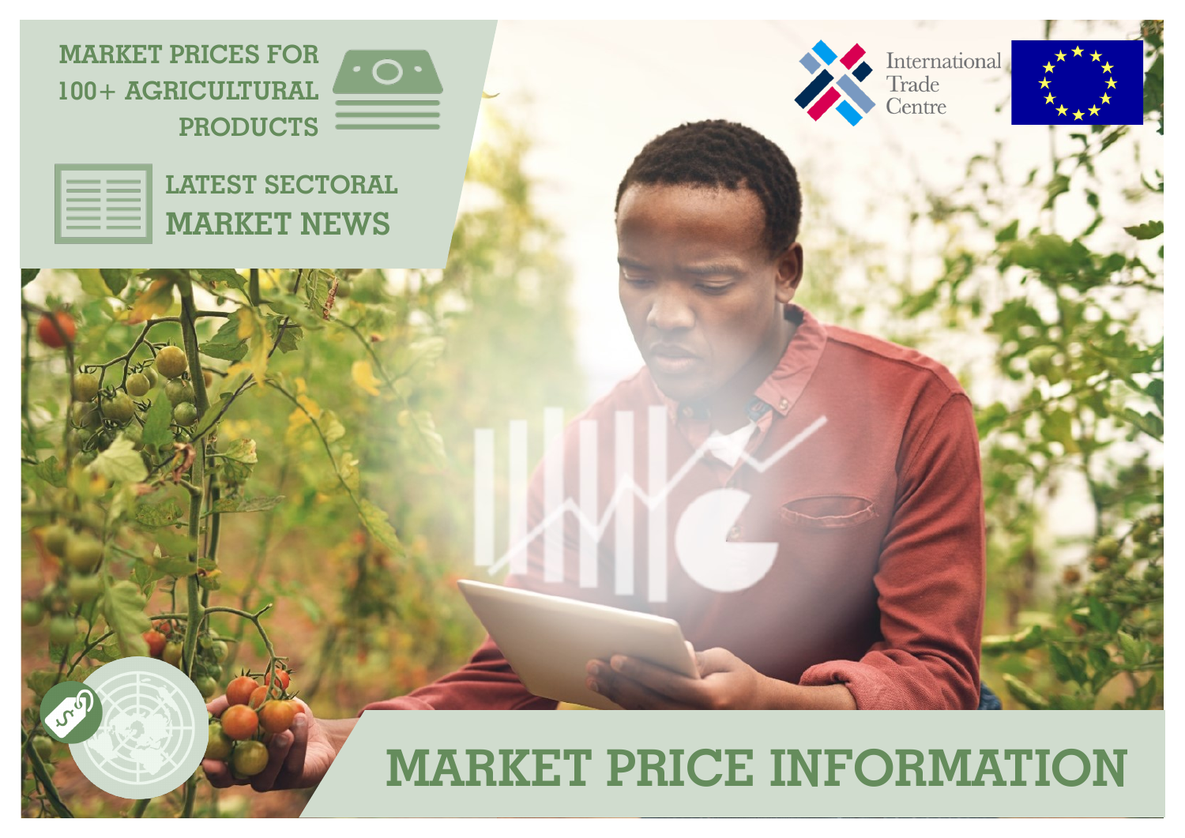MARKET PRICES FOR 100+ AGRICULTURAL PRODUCTS

LATEST SECTORAL MARKET NEWS

International Trade Centre

# MARKET PRICE INFORMATION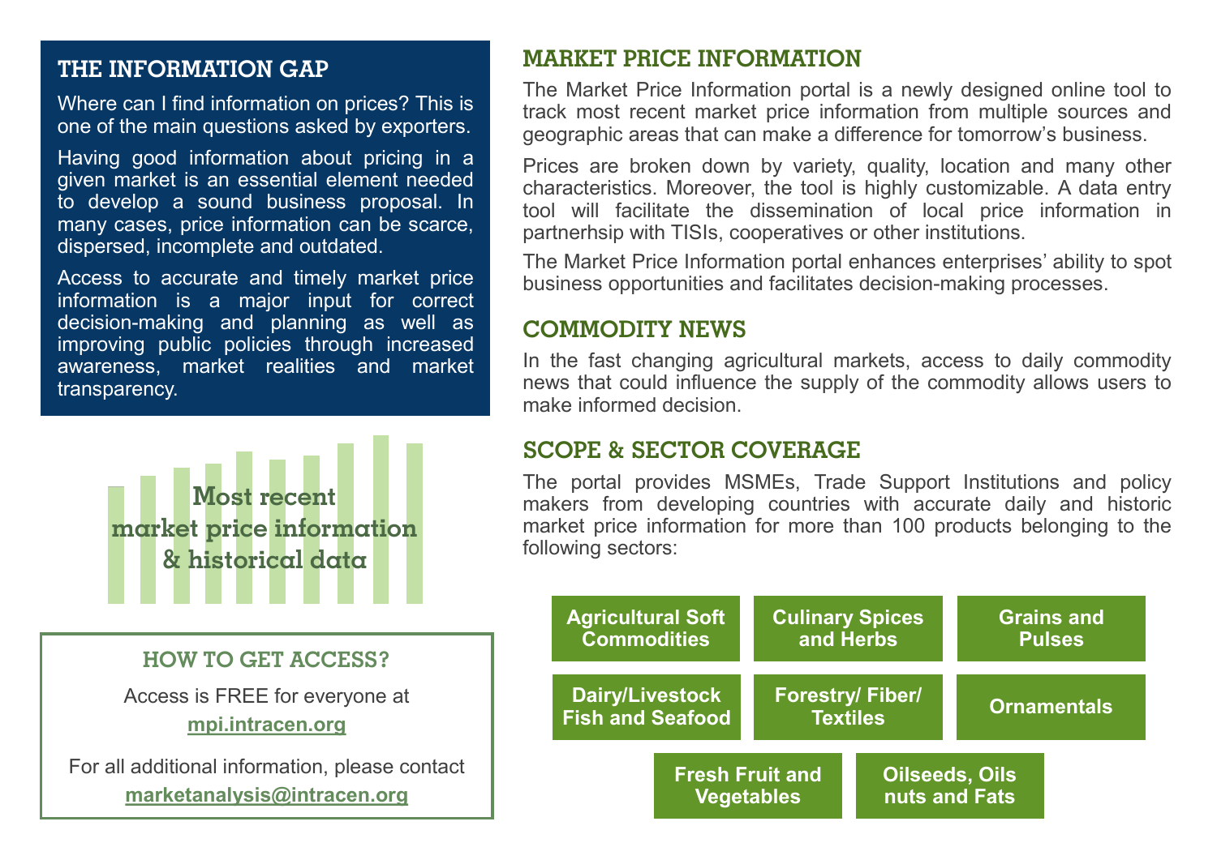## THE INFORMATION GAP

Where can I find information on prices? This is one of the main questions asked by exporters.

Having good information about pricing in a given market is an essential element needed to develop a sound business proposal. In many cases, price information can be scarce, dispersed, incomplete and outdated.

Access to accurate and timely market price information is a major input for correct decision-making and planning as well as improving public policies through increased awareness, market realities and market transparency.

Most recent market price information & historical data

### HOW TO GET ACCESS?

Access is FREE for everyone at

**mpi.intracen.org**

For all additional information, please contact

**marketanalysis@intracen.org**

## MARKET PRICE INFORMATION

The Market Price Information portal is a newly designed online tool to track most recent market price information from multiple sources and geographic areas that can make a difference for tomorrow's business.

Prices are broken down by variety, quality, location and many other characteristics. Moreover, the tool is highly customizable. A data entry tool will facilitate the dissemination of local price information in partnerhsip with TISIs, cooperatives or other institutions.

The Market Price Information portal enhances enterprises' ability to spot business opportunities and facilitates decision-making processes.

## COMMODITY NEWS

In the fast changing agricultural markets, access to daily commodity news that could influence the supply of the commodity allows users to make informed decision.

## SCOPE & SECTOR COVERAGE

The portal provides MSMEs, Trade Support Institutions and policy makers from developing countries with accurate daily and historic market price information for more than 100 products belonging to the following sectors:

- **Agricultural Soft Commodities**
- **Culinary Spices and Herbs**
- **Grains and Pulses**
- **Dairy/Livestock Fish and Seafood**
- **Forestry/ Fiber/ Textiles**
- **Ornamentals**
- **Fresh Fruit and Vegetables**
- **Oilseeds, Oils nuts and Fats**